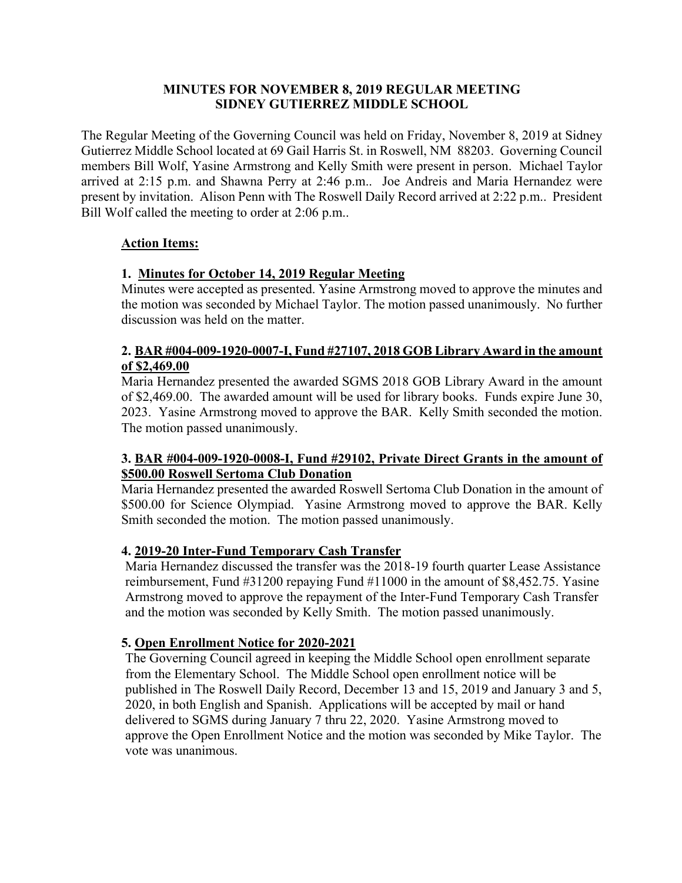# MINUTES FOR NOVEMBER 8, 2019 REGULAR MEETING
# SIDNEY GUTIERREZ MIDDLE SCHOOL

The Regular Meeting of the Governing Council was held on Friday, November 8, 2019 at Sidney Gutierrez Middle School located at 69 Gail Harris St. in Roswell, NM 88203. Governing Council members Bill Wolf, Yasine Armstrong and Kelly Smith were present in person. Michael Taylor arrived at 2:15 p.m. and Shawna Perry at 2:46 p.m.. Joe Andreis and Maria Hernandez were present by invitation. Alison Penn with The Roswell Daily Record arrived at 2:22 p.m.. President Bill Wolf called the meeting to order at 2:06 p.m..

## Action Items:

### 1. Minutes for October 14, 2019 Regular Meeting

Minutes were accepted as presented. Yasine Armstrong moved to approve the minutes and the motion was seconded by Michael Taylor. The motion passed unanimously. No further discussion was held on the matter.

### 2. BAR #004-009-1920-0007-I, Fund #27107, 2018 GOB Library Award in the amount of $2,469.00

Maria Hernandez presented the awarded SGMS 2018 GOB Library Award in the amount of $2,469.00. The awarded amount will be used for library books. Funds expire June 30, 2023. Yasine Armstrong moved to approve the BAR. Kelly Smith seconded the motion. The motion passed unanimously.

### 3. BAR #004-009-1920-0008-I, Fund #29102, Private Direct Grants in the amount of $500.00 Roswell Sertoma Club Donation

Maria Hernandez presented the awarded Roswell Sertoma Club Donation in the amount of $500.00 for Science Olympiad. Yasine Armstrong moved to approve the BAR. Kelly Smith seconded the motion. The motion passed unanimously.

### 4. 2019-20 Inter-Fund Temporary Cash Transfer

Maria Hernandez discussed the transfer was the 2018-19 fourth quarter Lease Assistance reimbursement, Fund #31200 repaying Fund #11000 in the amount of $8,452.75. Yasine Armstrong moved to approve the repayment of the Inter-Fund Temporary Cash Transfer and the motion was seconded by Kelly Smith. The motion passed unanimously.

### 5. Open Enrollment Notice for 2020-2021

The Governing Council agreed in keeping the Middle School open enrollment separate from the Elementary School. The Middle School open enrollment notice will be published in The Roswell Daily Record, December 13 and 15, 2019 and January 3 and 5, 2020, in both English and Spanish. Applications will be accepted by mail or hand delivered to SGMS during January 7 thru 22, 2020. Yasine Armstrong moved to approve the Open Enrollment Notice and the motion was seconded by Mike Taylor. The vote was unanimous.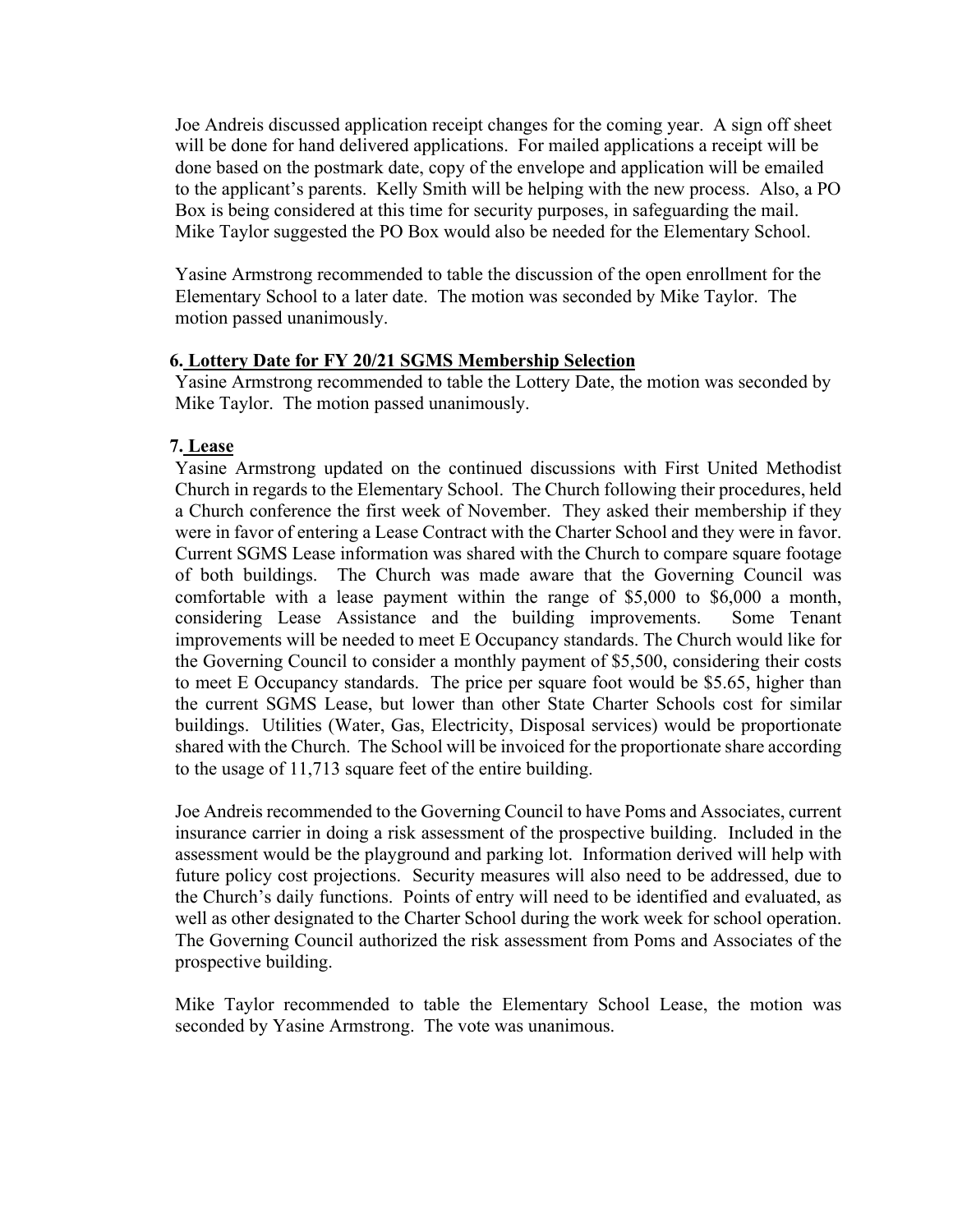Joe Andreis discussed application receipt changes for the coming year. A sign off sheet will be done for hand delivered applications. For mailed applications a receipt will be done based on the postmark date, copy of the envelope and application will be emailed to the applicant's parents. Kelly Smith will be helping with the new process. Also, a PO Box is being considered at this time for security purposes, in safeguarding the mail. Mike Taylor suggested the PO Box would also be needed for the Elementary School.

Yasine Armstrong recommended to table the discussion of the open enrollment for the Elementary School to a later date. The motion was seconded by Mike Taylor. The motion passed unanimously.

**6. Lottery Date for FY 20/21 SGMS Membership Selection**

Yasine Armstrong recommended to table the Lottery Date, the motion was seconded by Mike Taylor. The motion passed unanimously.

**7. Lease**

Yasine Armstrong updated on the continued discussions with First United Methodist Church in regards to the Elementary School. The Church following their procedures, held a Church conference the first week of November. They asked their membership if they were in favor of entering a Lease Contract with the Charter School and they were in favor. Current SGMS Lease information was shared with the Church to compare square footage of both buildings. The Church was made aware that the Governing Council was comfortable with a lease payment within the range of $5,000 to $6,000 a month, considering Lease Assistance and the building improvements. Some Tenant improvements will be needed to meet E Occupancy standards. The Church would like for the Governing Council to consider a monthly payment of $5,500, considering their costs to meet E Occupancy standards. The price per square foot would be $5.65, higher than the current SGMS Lease, but lower than other State Charter Schools cost for similar buildings. Utilities (Water, Gas, Electricity, Disposal services) would be proportionate shared with the Church. The School will be invoiced for the proportionate share according to the usage of 11,713 square feet of the entire building.

Joe Andreis recommended to the Governing Council to have Poms and Associates, current insurance carrier in doing a risk assessment of the prospective building. Included in the assessment would be the playground and parking lot. Information derived will help with future policy cost projections. Security measures will also need to be addressed, due to the Church's daily functions. Points of entry will need to be identified and evaluated, as well as other designated to the Charter School during the work week for school operation. The Governing Council authorized the risk assessment from Poms and Associates of the prospective building.

Mike Taylor recommended to table the Elementary School Lease, the motion was seconded by Yasine Armstrong. The vote was unanimous.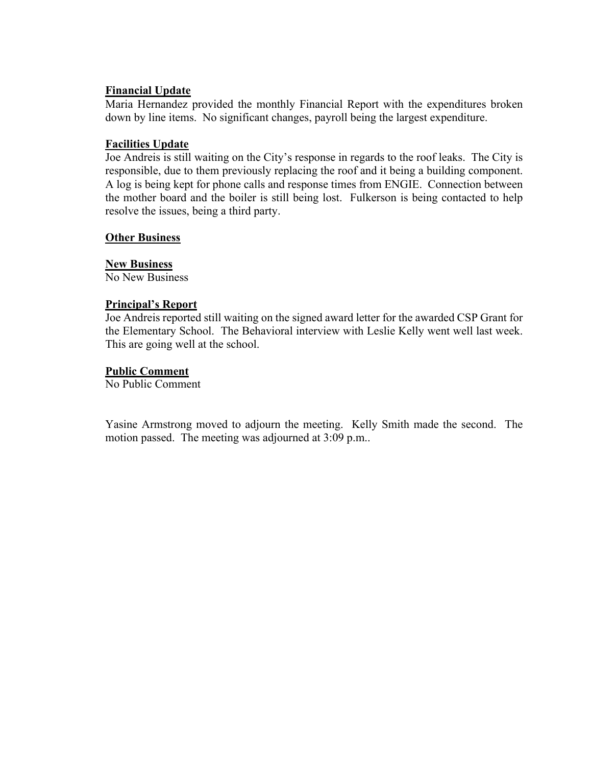**Financial Update**

Maria Hernandez provided the monthly Financial Report with the expenditures broken down by line items. No significant changes, payroll being the largest expenditure.

**Facilities Update**

Joe Andreis is still waiting on the City's response in regards to the roof leaks. The City is responsible, due to them previously replacing the roof and it being a building component. A log is being kept for phone calls and response times from ENGIE. Connection between the mother board and the boiler is still being lost. Fulkerson is being contacted to help resolve the issues, being a third party.

**Other Business**

**New Business**

No New Business

**Principal's Report**

Joe Andreis reported still waiting on the signed award letter for the awarded CSP Grant for the Elementary School. The Behavioral interview with Leslie Kelly went well last week. This are going well at the school.

**Public Comment**

No Public Comment

Yasine Armstrong moved to adjourn the meeting. Kelly Smith made the second. The motion passed. The meeting was adjourned at 3:09 p.m..